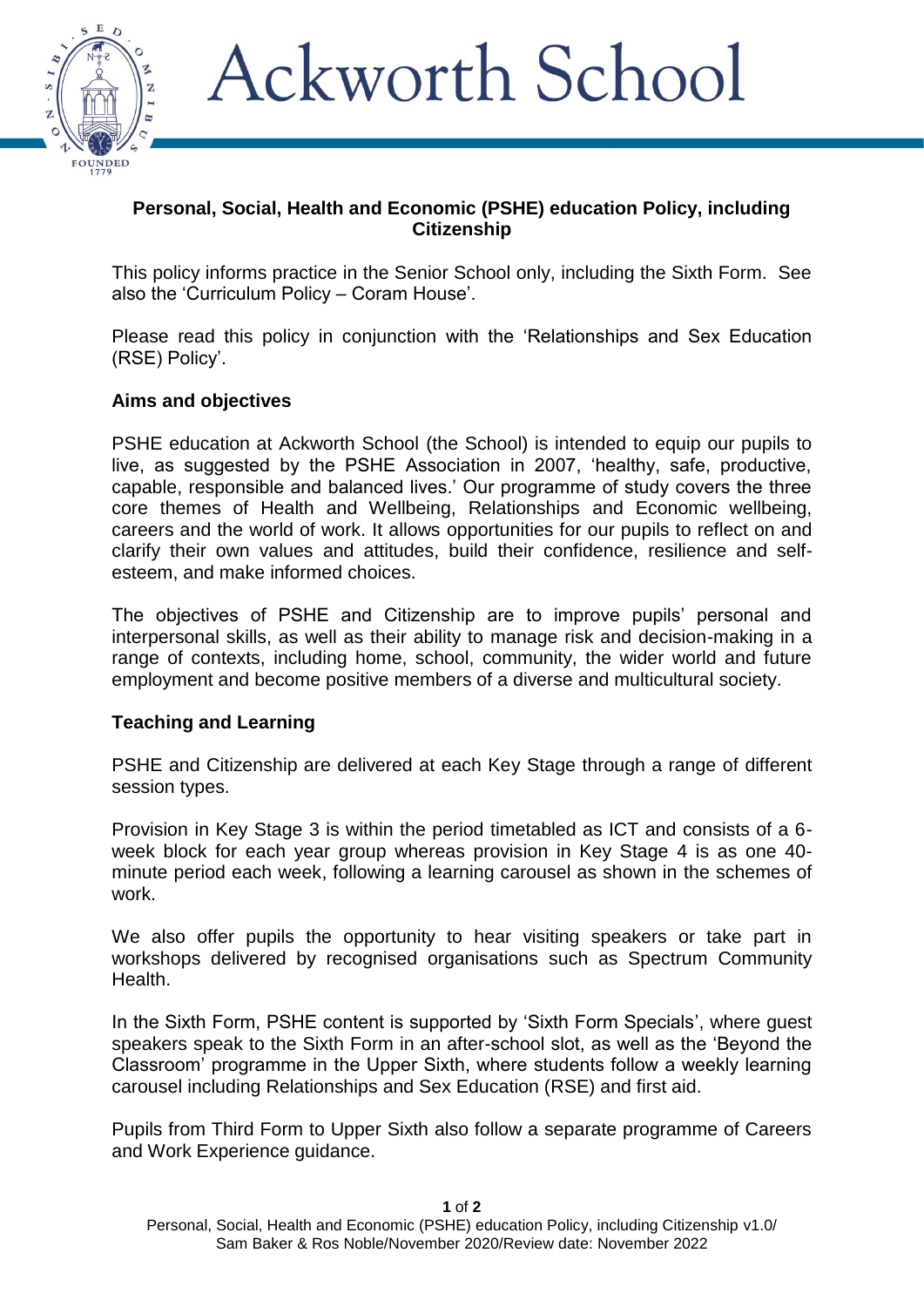# Ackworth School

## Personal, Social, Health and Economic (PSHE) education Policy, including Citizenship

This policy informs practice in the Senior School only, including the Sixth Form. See also the 'Curriculum Policy – Coram House'.

Please read this policy in conjunction with the 'Relationships and Sex Education (RSE) Policy'.

### Aims and objectives

PSHE education at Ackworth School (the School) is intended to equip our pupils to live, as suggested by the PSHE Association in 2007, 'healthy, safe, productive, capable, responsible and balanced lives.' Our programme of study covers the three core themes of Health and Wellbeing, Relationships and Economic wellbeing, careers and the world of work. It allows opportunities for our pupils to reflect on and clarify their own values and attitudes, build their confidence, resilience and self-esteem, and make informed choices.

The objectives of PSHE and Citizenship are to improve pupils' personal and interpersonal skills, as well as their ability to manage risk and decision-making in a range of contexts, including home, school, community, the wider world and future employment and become positive members of a diverse and multicultural society.

### Teaching and Learning

PSHE and Citizenship are delivered at each Key Stage through a range of different session types.

Provision in Key Stage 3 is within the period timetabled as ICT and consists of a 6-week block for each year group whereas provision in Key Stage 4 is as one 40-minute period each week, following a learning carousel as shown in the schemes of work.

We also offer pupils the opportunity to hear visiting speakers or take part in workshops delivered by recognised organisations such as Spectrum Community Health.

In the Sixth Form, PSHE content is supported by 'Sixth Form Specials', where guest speakers speak to the Sixth Form in an after-school slot, as well as the 'Beyond the Classroom' programme in the Upper Sixth, where students follow a weekly learning carousel including Relationships and Sex Education (RSE) and first aid.

Pupils from Third Form to Upper Sixth also follow a separate programme of Careers and Work Experience guidance.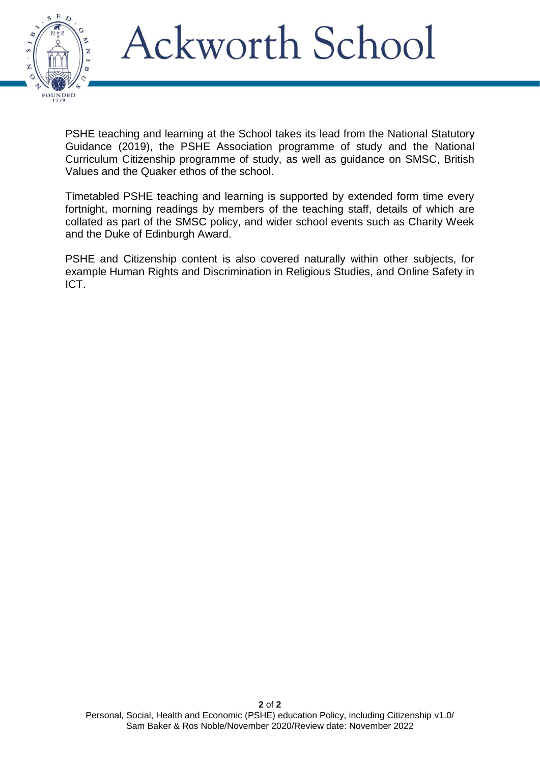PSHE teaching and learning at the School takes its lead from the National Statutory Guidance (2019), the PSHE Association programme of study and the National Curriculum Citizenship programme of study, as well as guidance on SMSC, British Values and the Quaker ethos of the school.

Timetabled PSHE teaching and learning is supported by extended form time every fortnight, morning readings by members of the teaching staff, details of which are collated as part of the SMSC policy, and wider school events such as Charity Week and the Duke of Edinburgh Award.

PSHE and Citizenship content is also covered naturally within other subjects, for example Human Rights and Discrimination in Religious Studies, and Online Safety in ICT.